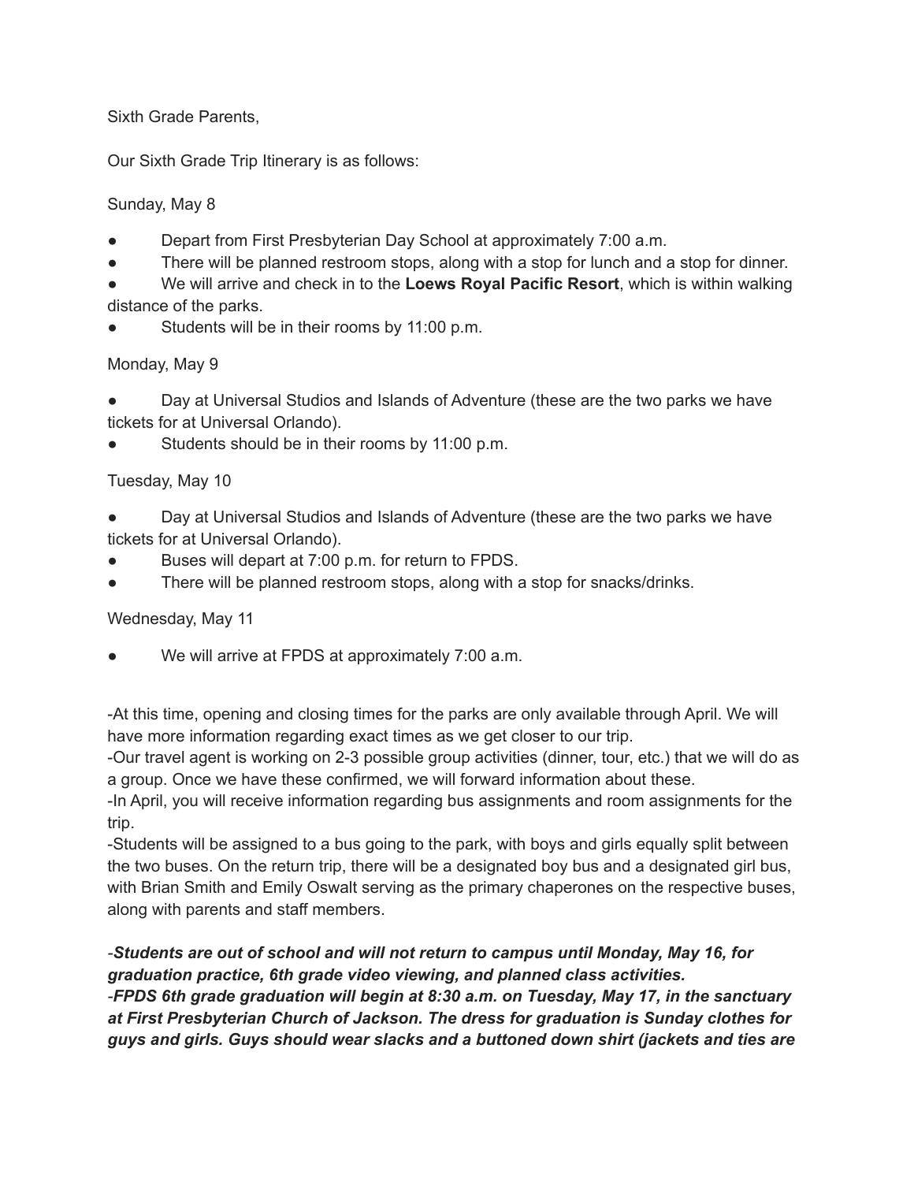Sixth Grade Parents,

Our Sixth Grade Trip Itinerary is as follows:

Sunday, May 8

- Depart from First Presbyterian Day School at approximately 7:00 a.m.
- There will be planned restroom stops, along with a stop for lunch and a stop for dinner.
- We will arrive and check in to the **Loews Royal Pacific Resort**, which is within walking distance of the parks.
- Students will be in their rooms by 11:00 p.m.

Monday, May 9

- Day at Universal Studios and Islands of Adventure (these are the two parks we have tickets for at Universal Orlando).
- Students should be in their rooms by 11:00 p.m.

Tuesday, May 10

- Day at Universal Studios and Islands of Adventure (these are the two parks we have tickets for at Universal Orlando).
- Buses will depart at 7:00 p.m. for return to FPDS.
- There will be planned restroom stops, along with a stop for snacks/drinks.

Wednesday, May 11

- We will arrive at FPDS at approximately 7:00 a.m.

-At this time, opening and closing times for the parks are only available through April. We will have more information regarding exact times as we get closer to our trip.
-Our travel agent is working on 2-3 possible group activities (dinner, tour, etc.) that we will do as a group. Once we have these confirmed, we will forward information about these.
-In April, you will receive information regarding bus assignments and room assignments for the trip.
-Students will be assigned to a bus going to the park, with boys and girls equally split between the two buses. On the return trip, there will be a designated boy bus and a designated girl bus, with Brian Smith and Emily Oswalt serving as the primary chaperones on the respective buses, along with parents and staff members.

-***Students are out of school and will not return to campus until Monday, May 16, for graduation practice, 6th grade video viewing, and planned class activities.***
-***FPDS 6th grade graduation will begin at 8:30 a.m. on Tuesday, May 17, in the sanctuary at First Presbyterian Church of Jackson. The dress for graduation is Sunday clothes for guys and girls. Guys should wear slacks and a buttoned down shirt (jackets and ties are***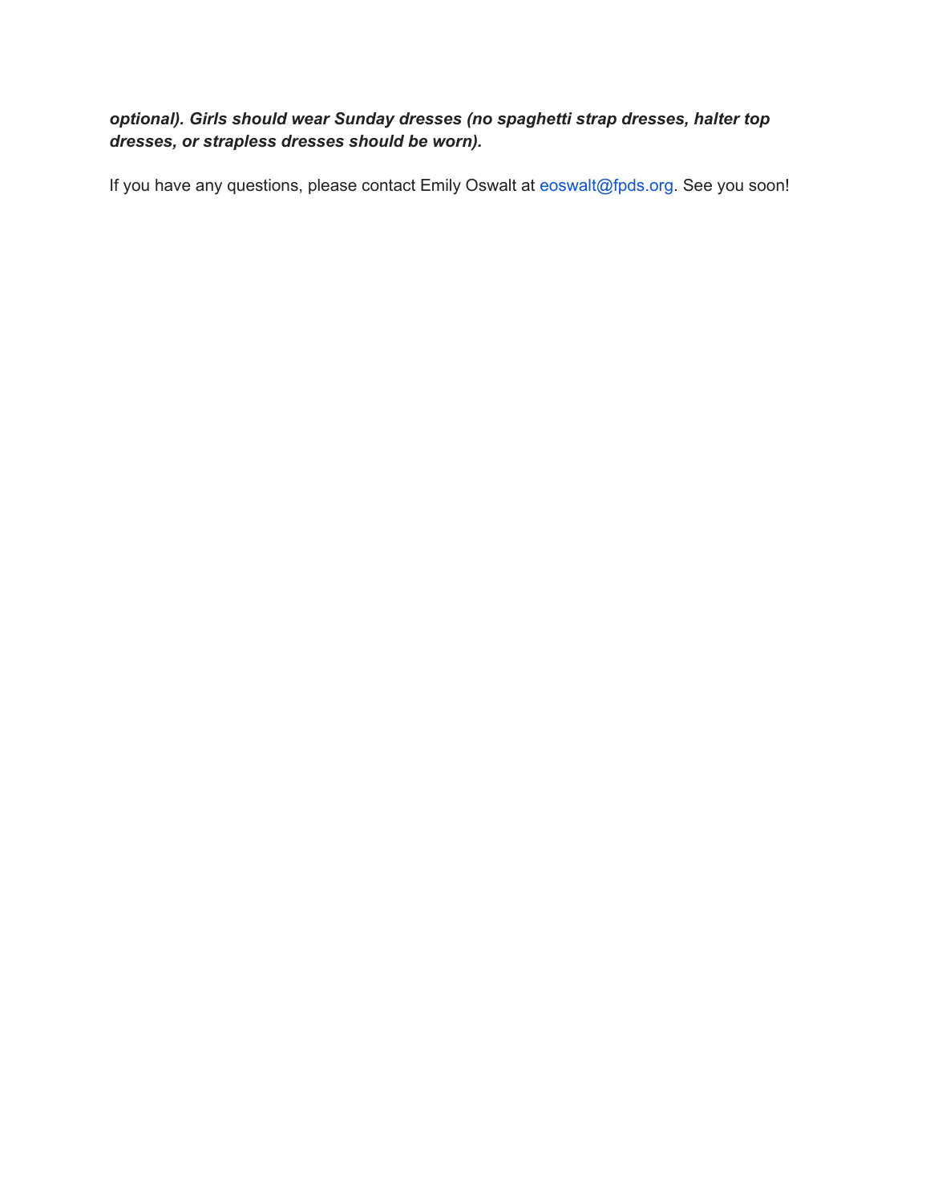***optional). Girls should wear Sunday dresses (no spaghetti strap dresses, halter top dresses, or strapless dresses should be worn).***

If you have any questions, please contact Emily Oswalt at eoswalt@fpds.org. See you soon!